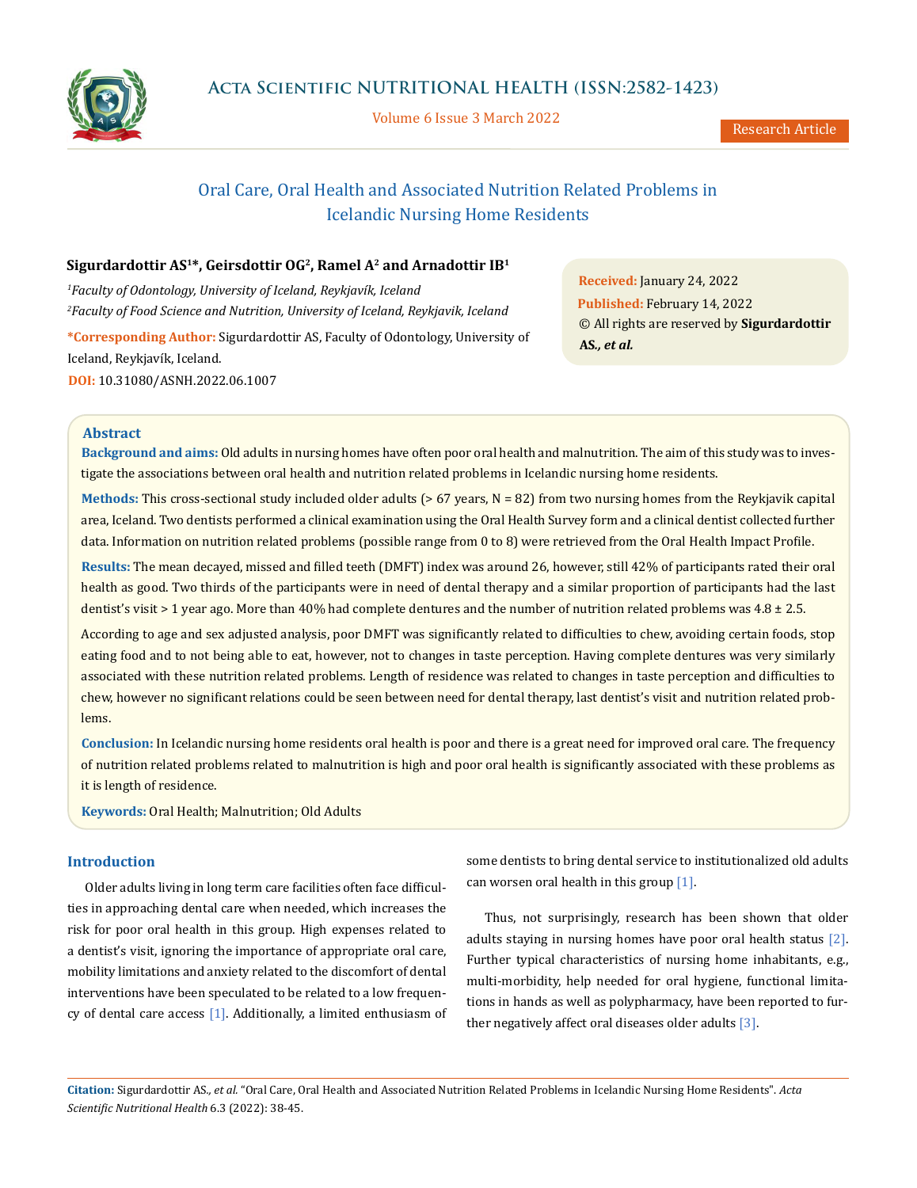# Oral Care, Oral Health and Associated Nutrition Related Problems in Icelandic Nursing Home Residents

**Sigurdardottir AS[1]*, Geirsdottir OG[2], Ramel A[2] and Arnadottir IB[1]**

[1]*Faculty of Odontology, University of Iceland, Reykjavík, Iceland*

[2]*Faculty of Food Science and Nutrition, University of Iceland, Reykjavik, Iceland*

**\*Corresponding Author:** Sigurdardottir AS, Faculty of Odontology, University of Iceland, Reykjavík, Iceland.

**DOI:** 10.31080/ASNH.2022.06.1007

**Received:** January 24, 2022

**Published:** February 14, 2022

© All rights are reserved by **Sigurdardottir AS.,** ***et al.***

## Abstract

**Background and aims:** Old adults in nursing homes have often poor oral health and malnutrition. The aim of this study was to investigate the associations between oral health and nutrition related problems in Icelandic nursing home residents.

**Methods:** This cross-sectional study included older adults (> 67 years, N = 82) from two nursing homes from the Reykjavik capital area, Iceland. Two dentists performed a clinical examination using the Oral Health Survey form and a clinical dentist collected further data. Information on nutrition related problems (possible range from 0 to 8) were retrieved from the Oral Health Impact Profile.

**Results:** The mean decayed, missed and filled teeth (DMFT) index was around 26, however, still 42% of participants rated their oral health as good. Two thirds of the participants were in need of dental therapy and a similar proportion of participants had the last dentist's visit > 1 year ago. More than 40% had complete dentures and the number of nutrition related problems was 4.8 ± 2.5.

According to age and sex adjusted analysis, poor DMFT was significantly related to difficulties to chew, avoiding certain foods, stop eating food and to not being able to eat, however, not to changes in taste perception. Having complete dentures was very similarly associated with these nutrition related problems. Length of residence was related to changes in taste perception and difficulties to chew, however no significant relations could be seen between need for dental therapy, last dentist's visit and nutrition related problems.

**Conclusion:** In Icelandic nursing home residents oral health is poor and there is a great need for improved oral care. The frequency of nutrition related problems related to malnutrition is high and poor oral health is significantly associated with these problems as it is length of residence.

**Keywords:** Oral Health; Malnutrition; Old Adults

## Introduction

Older adults living in long term care facilities often face difficulties in approaching dental care when needed, which increases the risk for poor oral health in this group. High expenses related to a dentist's visit, ignoring the importance of appropriate oral care, mobility limitations and anxiety related to the discomfort of dental interventions have been speculated to be related to a low frequency of dental care access [1]. Additionally, a limited enthusiasm of some dentists to bring dental service to institutionalized old adults can worsen oral health in this group [1].

Thus, not surprisingly, research has been shown that older adults staying in nursing homes have poor oral health status [2]. Further typical characteristics of nursing home inhabitants, e.g., multi-morbidity, help needed for oral hygiene, functional limitations in hands as well as polypharmacy, have been reported to further negatively affect oral diseases older adults [3].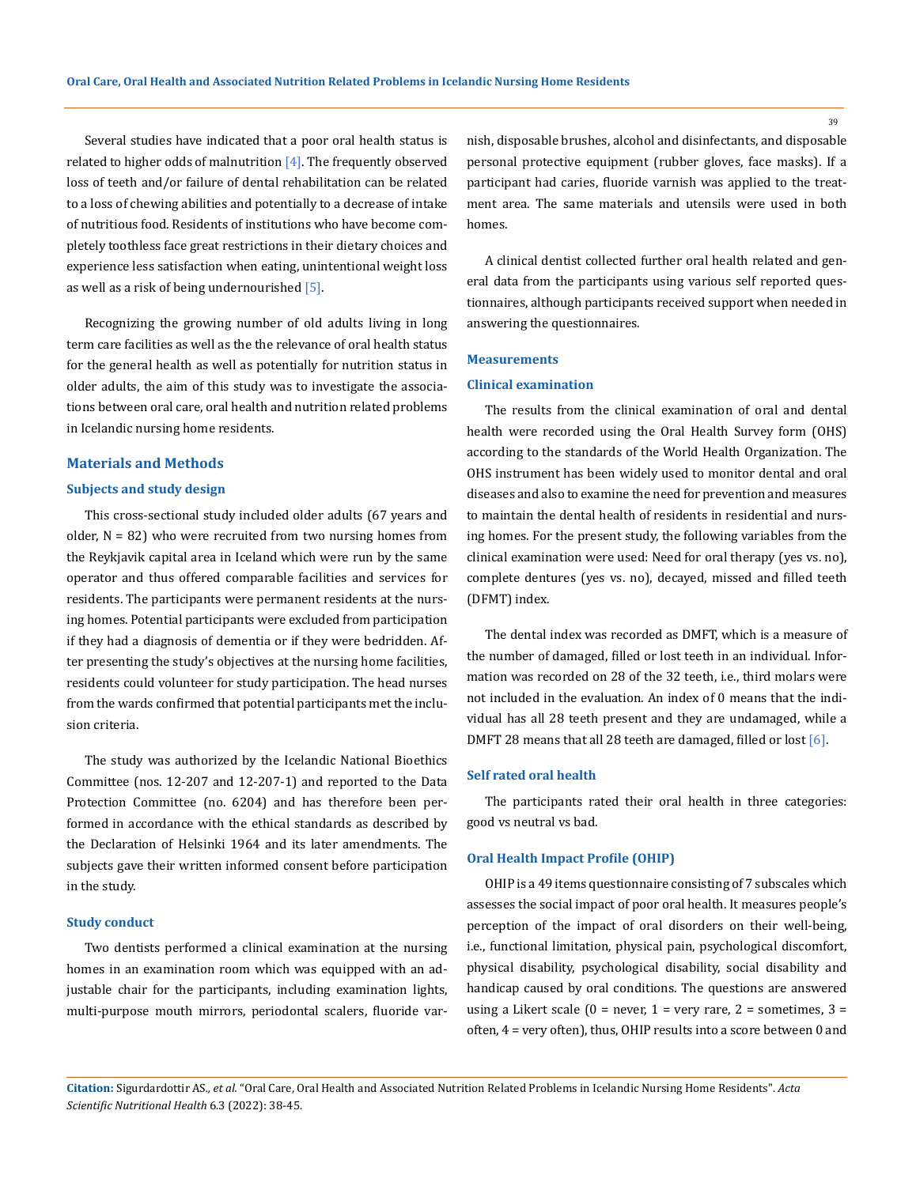Several studies have indicated that a poor oral health status is related to higher odds of malnutrition [4]. The frequently observed loss of teeth and/or failure of dental rehabilitation can be related to a loss of chewing abilities and potentially to a decrease of intake of nutritious food. Residents of institutions who have become completely toothless face great restrictions in their dietary choices and experience less satisfaction when eating, unintentional weight loss as well as a risk of being undernourished [5].

Recognizing the growing number of old adults living in long term care facilities as well as the the relevance of oral health status for the general health as well as potentially for nutrition status in older adults, the aim of this study was to investigate the associations between oral care, oral health and nutrition related problems in Icelandic nursing home residents.

## Materials and Methods

### Subjects and study design

This cross-sectional study included older adults (67 years and older, N = 82) who were recruited from two nursing homes from the Reykjavik capital area in Iceland which were run by the same operator and thus offered comparable facilities and services for residents. The participants were permanent residents at the nursing homes. Potential participants were excluded from participation if they had a diagnosis of dementia or if they were bedridden. After presenting the study's objectives at the nursing home facilities, residents could volunteer for study participation. The head nurses from the wards confirmed that potential participants met the inclusion criteria.

The study was authorized by the Icelandic National Bioethics Committee (nos. 12-207 and 12-207-1) and reported to the Data Protection Committee (no. 6204) and has therefore been performed in accordance with the ethical standards as described by the Declaration of Helsinki 1964 and its later amendments. The subjects gave their written informed consent before participation in the study.

### Study conduct

Two dentists performed a clinical examination at the nursing homes in an examination room which was equipped with an adjustable chair for the participants, including examination lights, multi-purpose mouth mirrors, periodontal scalers, fluoride varnish, disposable brushes, alcohol and disinfectants, and disposable personal protective equipment (rubber gloves, face masks). If a participant had caries, fluoride varnish was applied to the treatment area. The same materials and utensils were used in both homes.

A clinical dentist collected further oral health related and general data from the participants using various self reported questionnaires, although participants received support when needed in answering the questionnaires.

### Measurements

### Clinical examination

The results from the clinical examination of oral and dental health were recorded using the Oral Health Survey form (OHS) according to the standards of the World Health Organization. The OHS instrument has been widely used to monitor dental and oral diseases and also to examine the need for prevention and measures to maintain the dental health of residents in residential and nursing homes. For the present study, the following variables from the clinical examination were used: Need for oral therapy (yes vs. no), complete dentures (yes vs. no), decayed, missed and filled teeth (DFMT) index.

The dental index was recorded as DMFT, which is a measure of the number of damaged, filled or lost teeth in an individual. Information was recorded on 28 of the 32 teeth, i.e., third molars were not included in the evaluation. An index of 0 means that the individual has all 28 teeth present and they are undamaged, while a DMFT 28 means that all 28 teeth are damaged, filled or lost [6].

### Self rated oral health

The participants rated their oral health in three categories: good vs neutral vs bad.

### Oral Health Impact Profile (OHIP)

OHIP is a 49 items questionnaire consisting of 7 subscales which assesses the social impact of poor oral health. It measures people's perception of the impact of oral disorders on their well-being, i.e., functional limitation, physical pain, psychological discomfort, physical disability, psychological disability, social disability and handicap caused by oral conditions. The questions are answered using a Likert scale (0 = never, 1 = very rare, 2 = sometimes, 3 = often, 4 = very often), thus, OHIP results into a score between 0 and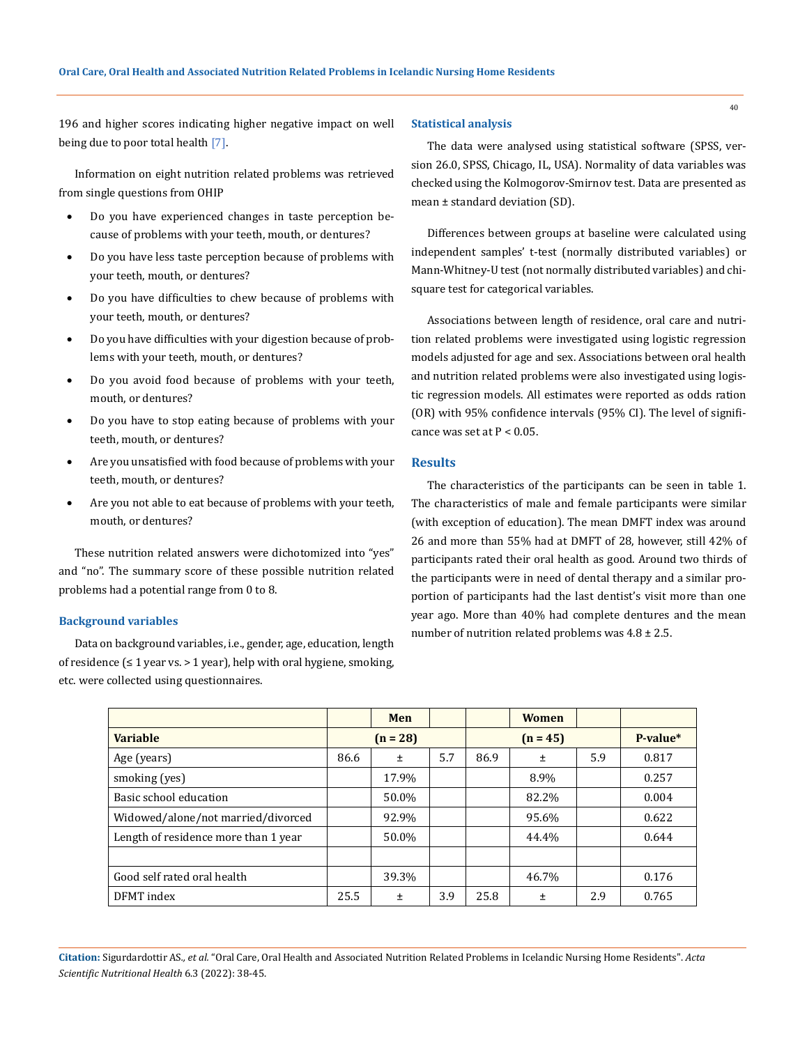196 and higher scores indicating higher negative impact on well being due to poor total health [7].

Information on eight nutrition related problems was retrieved from single questions from OHIP

- Do you have experienced changes in taste perception because of problems with your teeth, mouth, or dentures?
- Do you have less taste perception because of problems with your teeth, mouth, or dentures?
- Do you have difficulties to chew because of problems with your teeth, mouth, or dentures?
- Do you have difficulties with your digestion because of problems with your teeth, mouth, or dentures?
- Do you avoid food because of problems with your teeth, mouth, or dentures?
- Do you have to stop eating because of problems with your teeth, mouth, or dentures?
- Are you unsatisfied with food because of problems with your teeth, mouth, or dentures?
- Are you not able to eat because of problems with your teeth, mouth, or dentures?

These nutrition related answers were dichotomized into "yes" and "no". The summary score of these possible nutrition related problems had a potential range from 0 to 8.

### Background variables

Data on background variables, i.e., gender, age, education, length of residence (≤ 1 year vs. > 1 year), help with oral hygiene, smoking, etc. were collected using questionnaires.

### Statistical analysis

The data were analysed using statistical software (SPSS, version 26.0, SPSS, Chicago, IL, USA). Normality of data variables was checked using the Kolmogorov-Smirnov test. Data are presented as mean ± standard deviation (SD).

Differences between groups at baseline were calculated using independent samples' t-test (normally distributed variables) or Mann-Whitney-U test (not normally distributed variables) and chi-square test for categorical variables.

Associations between length of residence, oral care and nutrition related problems were investigated using logistic regression models adjusted for age and sex. Associations between oral health and nutrition related problems were also investigated using logistic regression models. All estimates were reported as odds ration (OR) with 95% confidence intervals (95% CI). The level of significance was set at P < 0.05.

## Results

The characteristics of the participants can be seen in table 1. The characteristics of male and female participants were similar (with exception of education). The mean DMFT index was around 26 and more than 55% had at DMFT of 28, however, still 42% of participants rated their oral health as good. Around two thirds of the participants were in need of dental therapy and a similar proportion of participants had the last dentist's visit more than one year ago. More than 40% had complete dentures and the mean number of nutrition related problems was 4.8 ± 2.5.

| | | Men | | | Women | | |
|---|---|---|---|---|---|---|---|
| **Variable** | | **(n = 28)** | | | **(n = 45)** | | **P-value*** |
| Age (years) | 86.6 | ± | 5.7 | 86.9 | ± | 5.9 | 0.817 |
| smoking (yes) | | 17.9% | | | 8.9% | | 0.257 |
| Basic school education | | 50.0% | | | 82.2% | | 0.004 |
| Widowed/alone/not married/divorced | | 92.9% | | | 95.6% | | 0.622 |
| Length of residence more than 1 year | | 50.0% | | | 44.4% | | 0.644 |
| | | | | | | | |
| Good self rated oral health | | 39.3% | | | 46.7% | | 0.176 |
| DFMT index | 25.5 | ± | 3.9 | 25.8 | ± | 2.9 | 0.765 |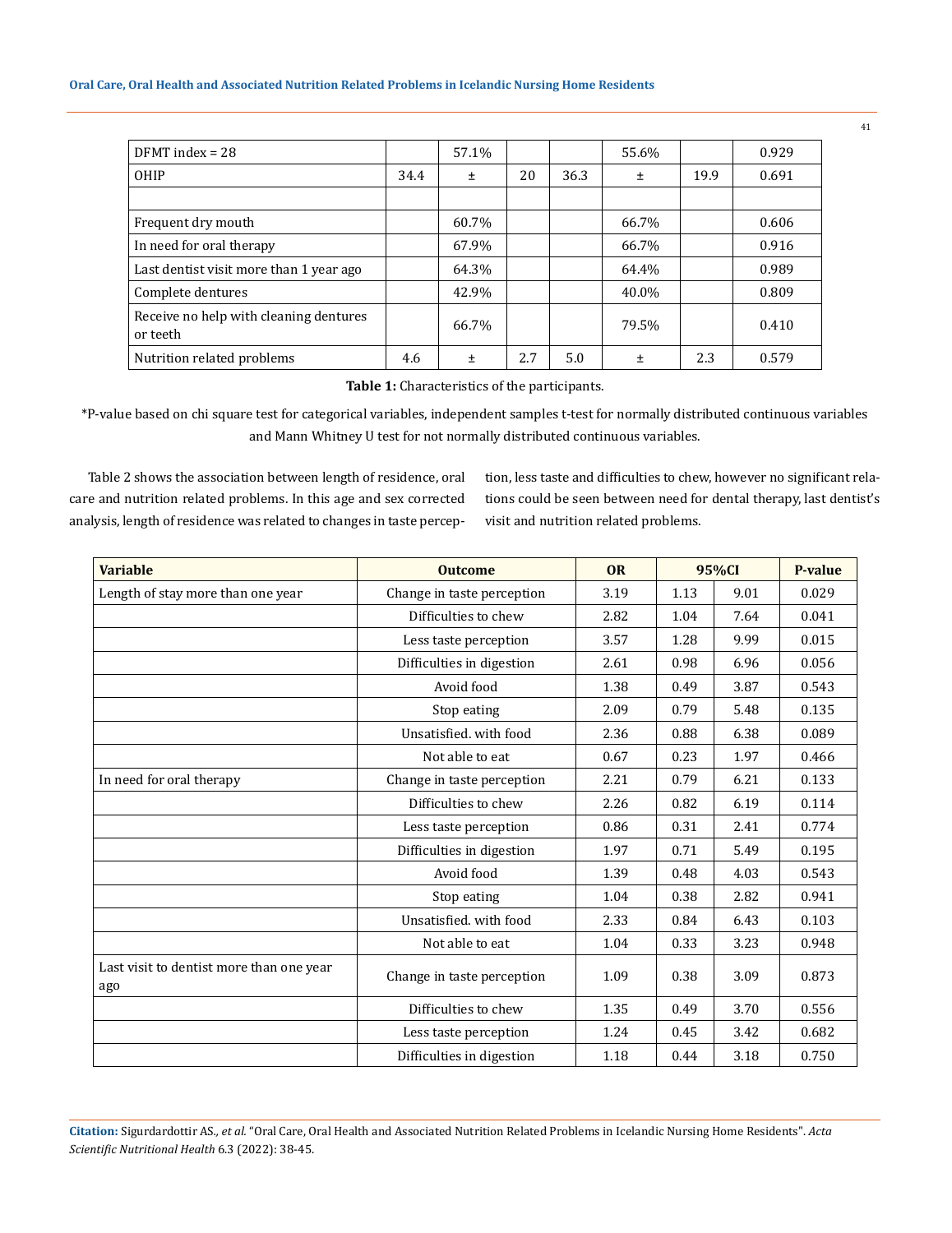| DFMT index = 28 | | 57.1% | | | 55.6% | | 0.929 |
|---|---|---|---|---|---|---|---|
| OHIP | 34.4 | ± | 20 | 36.3 | ± | 19.9 | 0.691 |
| | | | | | | | |
| Frequent dry mouth | | 60.7% | | | 66.7% | | 0.606 |
| In need for oral therapy | | 67.9% | | | 66.7% | | 0.916 |
| Last dentist visit more than 1 year ago | | 64.3% | | | 64.4% | | 0.989 |
| Complete dentures | | 42.9% | | | 40.0% | | 0.809 |
| Receive no help with cleaning dentures or teeth | | 66.7% | | | 79.5% | | 0.410 |
| Nutrition related problems | 4.6 | ± | 2.7 | 5.0 | ± | 2.3 | 0.579 |

**Table 1:** Characteristics of the participants.

*P-value based on chi square test for categorical variables, independent samples t-test for normally distributed continuous variables and Mann Whitney U test for not normally distributed continuous variables.

Table 2 shows the association between length of residence, oral care and nutrition related problems. In this age and sex corrected analysis, length of residence was related to changes in taste perception, less taste and difficulties to chew, however no significant relations could be seen between need for dental therapy, last dentist's visit and nutrition related problems.

| Variable | Outcome | OR | 95%CI | | P-value |
|---|---|---|---|---|---|
| Length of stay more than one year | Change in taste perception | 3.19 | 1.13 | 9.01 | 0.029 |
| | Difficulties to chew | 2.82 | 1.04 | 7.64 | 0.041 |
| | Less taste perception | 3.57 | 1.28 | 9.99 | 0.015 |
| | Difficulties in digestion | 2.61 | 0.98 | 6.96 | 0.056 |
| | Avoid food | 1.38 | 0.49 | 3.87 | 0.543 |
| | Stop eating | 2.09 | 0.79 | 5.48 | 0.135 |
| | Unsatisfied. with food | 2.36 | 0.88 | 6.38 | 0.089 |
| | Not able to eat | 0.67 | 0.23 | 1.97 | 0.466 |
| In need for oral therapy | Change in taste perception | 2.21 | 0.79 | 6.21 | 0.133 |
| | Difficulties to chew | 2.26 | 0.82 | 6.19 | 0.114 |
| | Less taste perception | 0.86 | 0.31 | 2.41 | 0.774 |
| | Difficulties in digestion | 1.97 | 0.71 | 5.49 | 0.195 |
| | Avoid food | 1.39 | 0.48 | 4.03 | 0.543 |
| | Stop eating | 1.04 | 0.38 | 2.82 | 0.941 |
| | Unsatisfied. with food | 2.33 | 0.84 | 6.43 | 0.103 |
| | Not able to eat | 1.04 | 0.33 | 3.23 | 0.948 |
| Last visit to dentist more than one year ago | Change in taste perception | 1.09 | 0.38 | 3.09 | 0.873 |
| | Difficulties to chew | 1.35 | 0.49 | 3.70 | 0.556 |
| | Less taste perception | 1.24 | 0.45 | 3.42 | 0.682 |
| | Difficulties in digestion | 1.18 | 0.44 | 3.18 | 0.750 |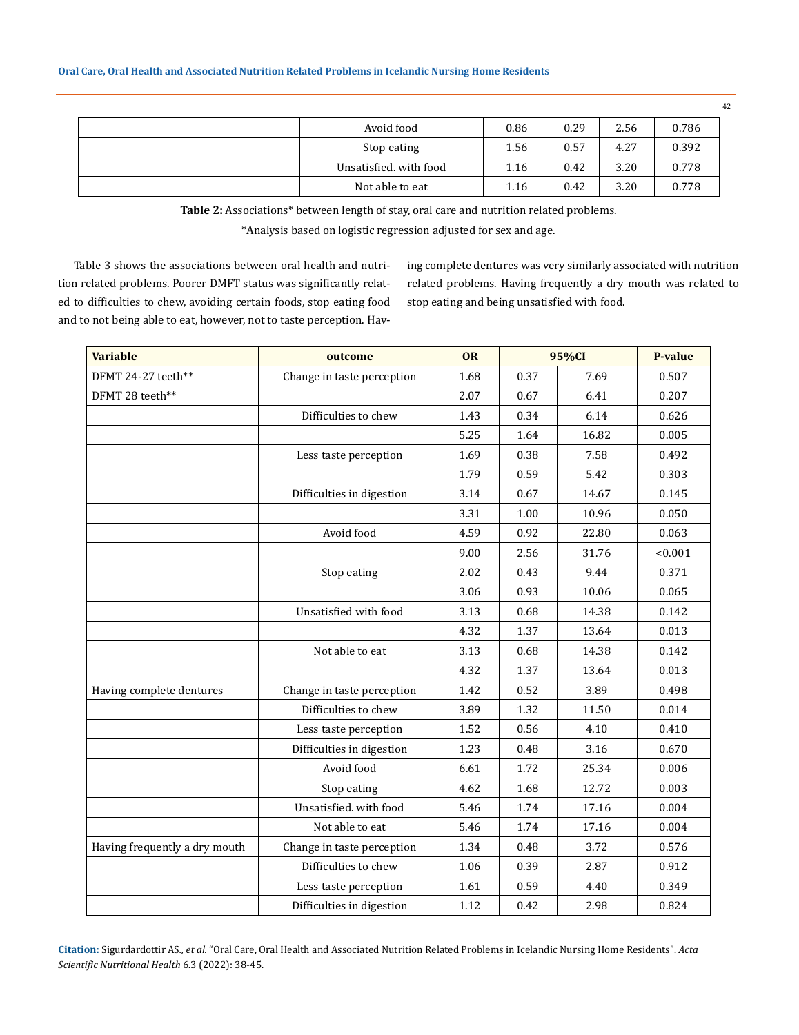| | Avoid food | 0.86 | 0.29 | 2.56 | 0.786 |
|---|---|---|---|---|---|
| | Stop eating | 1.56 | 0.57 | 4.27 | 0.392 |
| | Unsatisfied. with food | 1.16 | 0.42 | 3.20 | 0.778 |
| | Not able to eat | 1.16 | 0.42 | 3.20 | 0.778 |

**Table 2:** Associations* between length of stay, oral care and nutrition related problems.

*Analysis based on logistic regression adjusted for sex and age.

Table 3 shows the associations between oral health and nutrition related problems. Poorer DMFT status was significantly related to difficulties to chew, avoiding certain foods, stop eating food and to not being able to eat, however, not to taste perception. Having complete dentures was very similarly associated with nutrition related problems. Having frequently a dry mouth was related to stop eating and being unsatisfied with food.

| Variable | outcome | OR | 95%CI | | P-value |
|---|---|---|---|---|---|
| DFMT 24-27 teeth** | Change in taste perception | 1.68 | 0.37 | 7.69 | 0.507 |
| DFMT 28 teeth** | | 2.07 | 0.67 | 6.41 | 0.207 |
| | Difficulties to chew | 1.43 | 0.34 | 6.14 | 0.626 |
| | | 5.25 | 1.64 | 16.82 | 0.005 |
| | Less taste perception | 1.69 | 0.38 | 7.58 | 0.492 |
| | | 1.79 | 0.59 | 5.42 | 0.303 |
| | Difficulties in digestion | 3.14 | 0.67 | 14.67 | 0.145 |
| | | 3.31 | 1.00 | 10.96 | 0.050 |
| | Avoid food | 4.59 | 0.92 | 22.80 | 0.063 |
| | | 9.00 | 2.56 | 31.76 | <0.001 |
| | Stop eating | 2.02 | 0.43 | 9.44 | 0.371 |
| | | 3.06 | 0.93 | 10.06 | 0.065 |
| | Unsatisfied with food | 3.13 | 0.68 | 14.38 | 0.142 |
| | | 4.32 | 1.37 | 13.64 | 0.013 |
| | Not able to eat | 3.13 | 0.68 | 14.38 | 0.142 |
| | | 4.32 | 1.37 | 13.64 | 0.013 |
| Having complete dentures | Change in taste perception | 1.42 | 0.52 | 3.89 | 0.498 |
| | Difficulties to chew | 3.89 | 1.32 | 11.50 | 0.014 |
| | Less taste perception | 1.52 | 0.56 | 4.10 | 0.410 |
| | Difficulties in digestion | 1.23 | 0.48 | 3.16 | 0.670 |
| | Avoid food | 6.61 | 1.72 | 25.34 | 0.006 |
| | Stop eating | 4.62 | 1.68 | 12.72 | 0.003 |
| | Unsatisfied. with food | 5.46 | 1.74 | 17.16 | 0.004 |
| | Not able to eat | 5.46 | 1.74 | 17.16 | 0.004 |
| Having frequently a dry mouth | Change in taste perception | 1.34 | 0.48 | 3.72 | 0.576 |
| | Difficulties to chew | 1.06 | 0.39 | 2.87 | 0.912 |
| | Less taste perception | 1.61 | 0.59 | 4.40 | 0.349 |
| | Difficulties in digestion | 1.12 | 0.42 | 2.98 | 0.824 |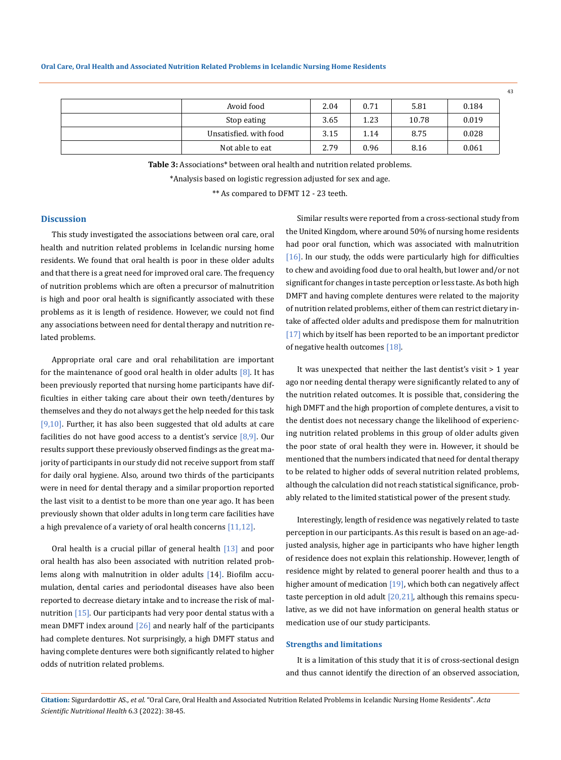|  | Avoid food | 2.04 | 0.71 | 5.81 | 0.184 |
|---|---|---|---|---|---|
|  | Stop eating | 3.65 | 1.23 | 10.78 | 0.019 |
|  | Unsatisfied. with food | 3.15 | 1.14 | 8.75 | 0.028 |
|  | Not able to eat | 2.79 | 0.96 | 8.16 | 0.061 |

**Table 3:** Associations* between oral health and nutrition related problems.

*Analysis based on logistic regression adjusted for sex and age.

** As compared to DFMT 12 - 23 teeth.

## Discussion

This study investigated the associations between oral care, oral health and nutrition related problems in Icelandic nursing home residents. We found that oral health is poor in these older adults and that there is a great need for improved oral care. The frequency of nutrition problems which are often a precursor of malnutrition is high and poor oral health is significantly associated with these problems as it is length of residence. However, we could not find any associations between need for dental therapy and nutrition related problems.

Appropriate oral care and oral rehabilitation are important for the maintenance of good oral health in older adults [8]. It has been previously reported that nursing home participants have difficulties in either taking care about their own teeth/dentures by themselves and they do not always get the help needed for this task [9,10]. Further, it has also been suggested that old adults at care facilities do not have good access to a dentist's service [8,9]. Our results support these previously observed findings as the great majority of participants in our study did not receive support from staff for daily oral hygiene. Also, around two thirds of the participants were in need for dental therapy and a similar proportion reported the last visit to a dentist to be more than one year ago. It has been previously shown that older adults in long term care facilities have a high prevalence of a variety of oral health concerns [11,12].

Oral health is a crucial pillar of general health [13] and poor oral health has also been associated with nutrition related problems along with malnutrition in older adults [14]. Biofilm accumulation, dental caries and periodontal diseases have also been reported to decrease dietary intake and to increase the risk of malnutrition [15]. Our participants had very poor dental status with a mean DMFT index around [26] and nearly half of the participants had complete dentures. Not surprisingly, a high DMFT status and having complete dentures were both significantly related to higher odds of nutrition related problems.

Similar results were reported from a cross-sectional study from the United Kingdom, where around 50% of nursing home residents had poor oral function, which was associated with malnutrition [16]. In our study, the odds were particularly high for difficulties to chew and avoiding food due to oral health, but lower and/or not significant for changes in taste perception or less taste. As both high DMFT and having complete dentures were related to the majority of nutrition related problems, either of them can restrict dietary intake of affected older adults and predispose them for malnutrition [17] which by itself has been reported to be an important predictor of negative health outcomes [18].

It was unexpected that neither the last dentist's visit > 1 year ago nor needing dental therapy were significantly related to any of the nutrition related outcomes. It is possible that, considering the high DMFT and the high proportion of complete dentures, a visit to the dentist does not necessary change the likelihood of experiencing nutrition related problems in this group of older adults given the poor state of oral health they were in. However, it should be mentioned that the numbers indicated that need for dental therapy to be related to higher odds of several nutrition related problems, although the calculation did not reach statistical significance, probably related to the limited statistical power of the present study.

Interestingly, length of residence was negatively related to taste perception in our participants. As this result is based on an age-adjusted analysis, higher age in participants who have higher length of residence does not explain this relationship. However, length of residence might by related to general poorer health and thus to a higher amount of medication [19], which both can negatively affect taste perception in old adult [20,21], although this remains speculative, as we did not have information on general health status or medication use of our study participants.

### Strengths and limitations

It is a limitation of this study that it is of cross-sectional design and thus cannot identify the direction of an observed association,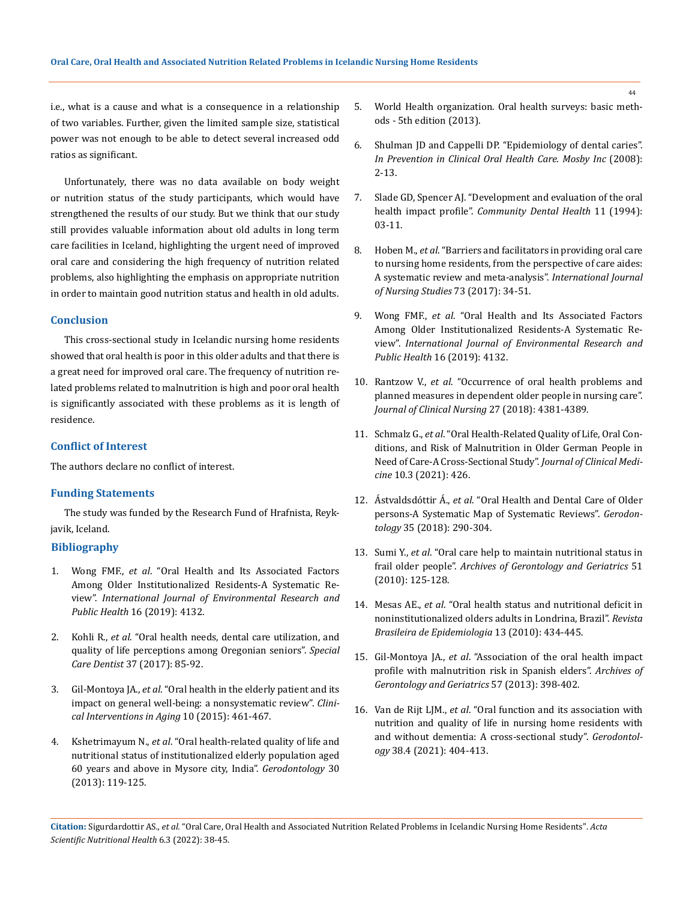i.e., what is a cause and what is a consequence in a relationship of two variables. Further, given the limited sample size, statistical power was not enough to be able to detect several increased odd ratios as significant.

Unfortunately, there was no data available on body weight or nutrition status of the study participants, which would have strengthened the results of our study. But we think that our study still provides valuable information about old adults in long term care facilities in Iceland, highlighting the urgent need of improved oral care and considering the high frequency of nutrition related problems, also highlighting the emphasis on appropriate nutrition in order to maintain good nutrition status and health in old adults.

## Conclusion

This cross-sectional study in Icelandic nursing home residents showed that oral health is poor in this older adults and that there is a great need for improved oral care. The frequency of nutrition related problems related to malnutrition is high and poor oral health is significantly associated with these problems as it is length of residence.

## Conflict of Interest

The authors declare no conflict of interest.

## Funding Statements

The study was funded by the Research Fund of Hrafnista, Reykjavik, Iceland.

## Bibliography

1. Wong FMF., *et al*. "Oral Health and Its Associated Factors Among Older Institutionalized Residents-A Systematic Review". *International Journal of Environmental Research and Public Health* 16 (2019): 4132.
2. Kohli R., *et al*. "Oral health needs, dental care utilization, and quality of life perceptions among Oregonian seniors". *Special Care Dentist* 37 (2017): 85-92.
3. Gil-Montoya JA., *et al*. "Oral health in the elderly patient and its impact on general well-being: a nonsystematic review". *Clinical Interventions in Aging* 10 (2015): 461-467.
4. Kshetrimayum N., *et al*. "Oral health-related quality of life and nutritional status of institutionalized elderly population aged 60 years and above in Mysore city, India". *Gerodontology* 30 (2013): 119-125.
5. World Health organization. Oral health surveys: basic methods - 5th edition (2013).
6. Shulman JD and Cappelli DP. "Epidemiology of dental caries". *In Prevention in Clinical Oral Health Care. Mosby Inc* (2008): 2-13.
7. Slade GD, Spencer AJ. "Development and evaluation of the oral health impact profile". *Community Dental Health* 11 (1994): 03-11.
8. Hoben M., *et al*. "Barriers and facilitators in providing oral care to nursing home residents, from the perspective of care aides: A systematic review and meta-analysis". *International Journal of Nursing Studies* 73 (2017): 34-51.
9. Wong FMF., *et al*. "Oral Health and Its Associated Factors Among Older Institutionalized Residents-A Systematic Review". *International Journal of Environmental Research and Public Health* 16 (2019): 4132.
10. Rantzow V., *et al*. "Occurrence of oral health problems and planned measures in dependent older people in nursing care". *Journal of Clinical Nursing* 27 (2018): 4381-4389.
11. Schmalz G., *et al*. "Oral Health-Related Quality of Life, Oral Conditions, and Risk of Malnutrition in Older German People in Need of Care-A Cross-Sectional Study". *Journal of Clinical Medicine* 10.3 (2021): 426.
12. Ástvaldsdóttir Á., *et al*. "Oral Health and Dental Care of Older persons-A Systematic Map of Systematic Reviews". *Gerodontology* 35 (2018): 290-304.
13. Sumi Y., *et al*. "Oral care help to maintain nutritional status in frail older people". *Archives of Gerontology and Geriatrics* 51 (2010): 125-128.
14. Mesas AE., *et al*. "Oral health status and nutritional deficit in noninstitutionalized olders adults in Londrina, Brazil". *Revista Brasileira de Epidemiologia* 13 (2010): 434-445.
15. Gil-Montoya JA., *et al*. "Association of the oral health impact profile with malnutrition risk in Spanish elders". *Archives of Gerontology and Geriatrics* 57 (2013): 398-402.
16. Van de Rijt LJM., *et al*. "Oral function and its association with nutrition and quality of life in nursing home residents with and without dementia: A cross-sectional study". *Gerodontology* 38.4 (2021): 404-413.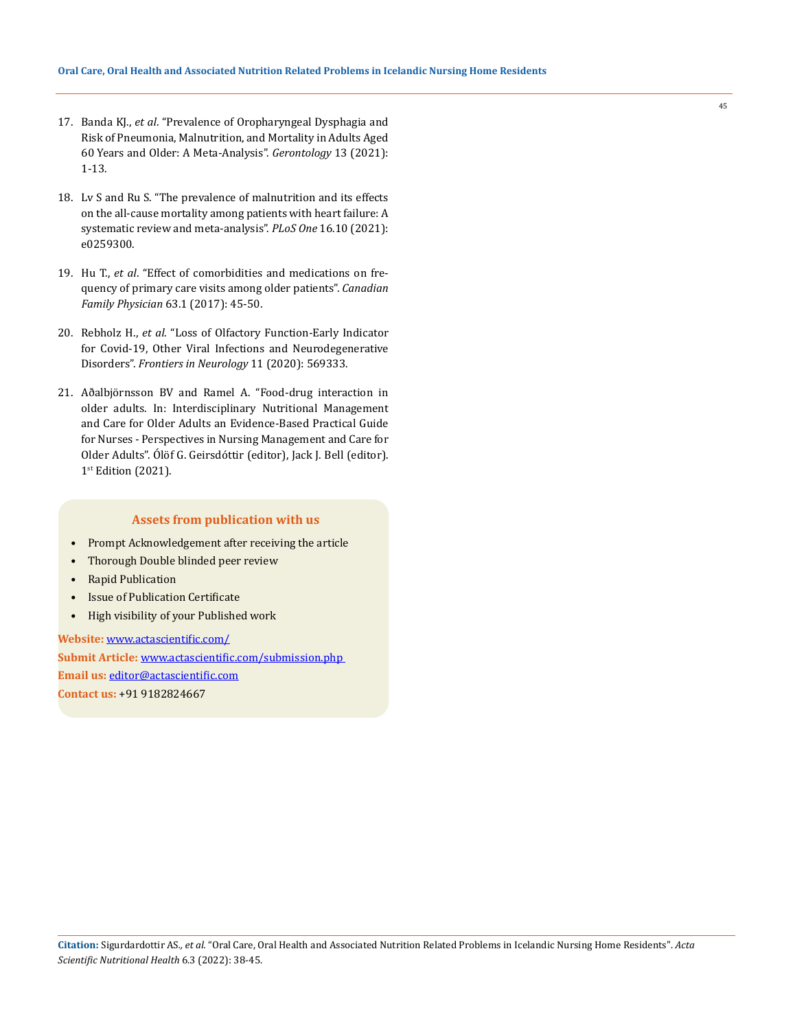17. Banda KJ., *et al*. "Prevalence of Oropharyngeal Dysphagia and Risk of Pneumonia, Malnutrition, and Mortality in Adults Aged 60 Years and Older: A Meta-Analysis". *Gerontology* 13 (2021): 1-13.

18. Lv S and Ru S. "The prevalence of malnutrition and its effects on the all-cause mortality among patients with heart failure: A systematic review and meta-analysis". *PLoS One* 16.10 (2021): e0259300.

19. Hu T., *et al*. "Effect of comorbidities and medications on frequency of primary care visits among older patients". *Canadian Family Physician* 63.1 (2017): 45-50.

20. Rebholz H., *et al*. "Loss of Olfactory Function-Early Indicator for Covid-19, Other Viral Infections and Neurodegenerative Disorders". *Frontiers in Neurology* 11 (2020): 569333.

21. Aðalbjörnsson BV and Ramel A. "Food-drug interaction in older adults. In: Interdisciplinary Nutritional Management and Care for Older Adults an Evidence-Based Practical Guide for Nurses - Perspectives in Nursing Management and Care for Older Adults". Ólöf G. Geirsdóttir (editor), Jack J. Bell (editor). 1st Edition (2021).

**Assets from publication with us**

- Prompt Acknowledgement after receiving the article
- Thorough Double blinded peer review
- Rapid Publication
- Issue of Publication Certificate
- High visibility of your Published work

**Website:** www.actascientific.com/

**Submit Article:** www.actascientific.com/submission.php

**Email us:** editor@actascientific.com

**Contact us:** +91 9182824667